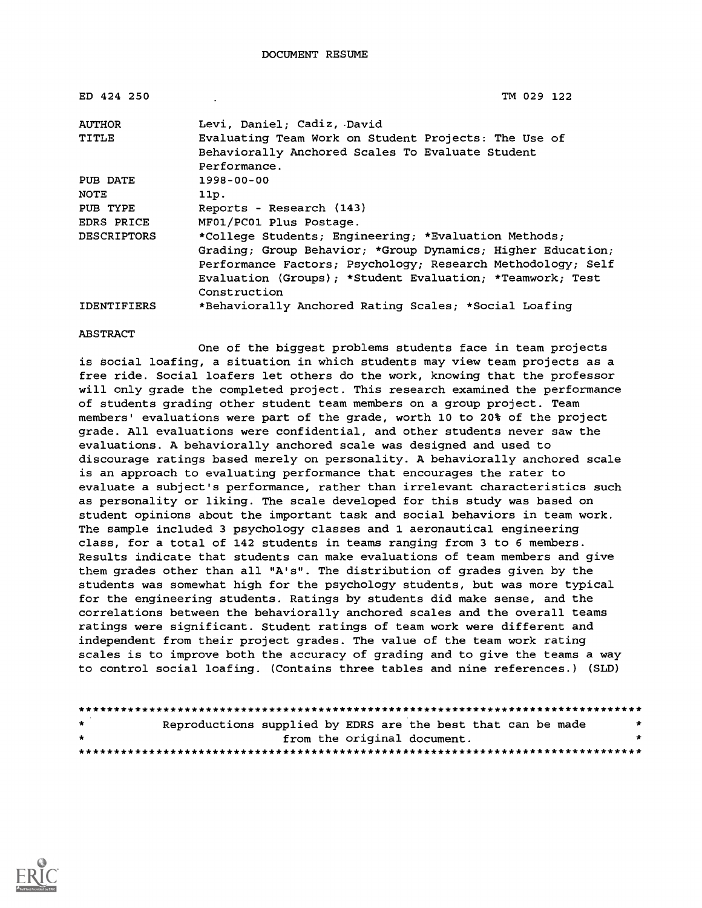DOCUMENT RESUME

| | |
|---|---|
| ED 424 250 | TM 029 122 |
| AUTHOR | Levi, Daniel; Cadiz, David |
| TITLE | Evaluating Team Work on Student Projects: The Use of Behaviorally Anchored Scales To Evaluate Student Performance. |
| PUB DATE | 1998-00-00 |
| NOTE | 11p. |
| PUB TYPE | Reports - Research (143) |
| EDRS PRICE | MF01/PC01 Plus Postage. |
| DESCRIPTORS | *College Students; Engineering; *Evaluation Methods; Grading; Group Behavior; *Group Dynamics; Higher Education; Performance Factors; Psychology; Research Methodology; Self Evaluation (Groups); *Student Evaluation; *Teamwork; Test Construction |
| IDENTIFIERS | *Behaviorally Anchored Rating Scales; *Social Loafing |

ABSTRACT

One of the biggest problems students face in team projects is social loafing, a situation in which students may view team projects as a free ride. Social loafers let others do the work, knowing that the professor will only grade the completed project. This research examined the performance of students grading other student team members on a group project. Team members' evaluations were part of the grade, worth 10 to 20% of the project grade. All evaluations were confidential, and other students never saw the evaluations. A behaviorally anchored scale was designed and used to discourage ratings based merely on personality. A behaviorally anchored scale is an approach to evaluating performance that encourages the rater to evaluate a subject's performance, rather than irrelevant characteristics such as personality or liking. The scale developed for this study was based on student opinions about the important task and social behaviors in team work. The sample included 3 psychology classes and 1 aeronautical engineering class, for a total of 142 students in teams ranging from 3 to 6 members. Results indicate that students can make evaluations of team members and give them grades other than all "A's". The distribution of grades given by the students was somewhat high for the psychology students, but was more typical for the engineering students. Ratings by students did make sense, and the correlations between the behaviorally anchored scales and the overall teams ratings were significant. Student ratings of team work were different and independent from their project grades. The value of the team work rating scales is to improve both the accuracy of grading and to give the teams a way to control social loafing. (Contains three tables and nine references.) (SLD)

********************************************************************************
* Reproductions supplied by EDRS are the best that can be made *
* from the original document. *
********************************************************************************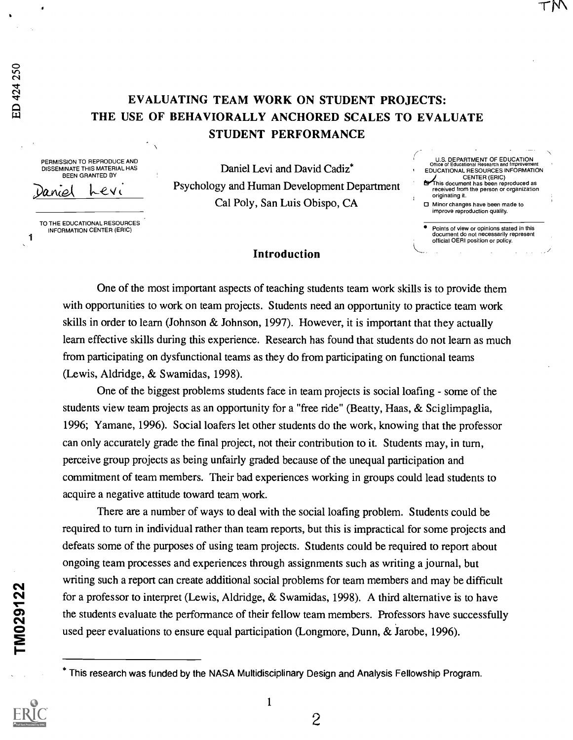# EVALUATING TEAM WORK ON STUDENT PROJECTS: THE USE OF BEHAVIORALLY ANCHORED SCALES TO EVALUATE STUDENT PERFORMANCE

Daniel Levi and David Cadiz*

Psychology and Human Development Department

Cal Poly, San Luis Obispo, CA

## Introduction

One of the most important aspects of teaching students team work skills is to provide them with opportunities to work on team projects. Students need an opportunity to practice team work skills in order to learn (Johnson & Johnson, 1997). However, it is important that they actually learn effective skills during this experience. Research has found that students do not learn as much from participating on dysfunctional teams as they do from participating on functional teams (Lewis, Aldridge, & Swamidas, 1998).

One of the biggest problems students face in team projects is social loafing - some of the students view team projects as an opportunity for a "free ride" (Beatty, Haas, & Sciglimpaglia, 1996; Yamane, 1996). Social loafers let other students do the work, knowing that the professor can only accurately grade the final project, not their contribution to it. Students may, in turn, perceive group projects as being unfairly graded because of the unequal participation and commitment of team members. Their bad experiences working in groups could lead students to acquire a negative attitude toward team work.

There are a number of ways to deal with the social loafing problem. Students could be required to turn in individual rather than team reports, but this is impractical for some projects and defeats some of the purposes of using team projects. Students could be required to report about ongoing team processes and experiences through assignments such as writing a journal, but writing such a report can create additional social problems for team members and may be difficult for a professor to interpret (Lewis, Aldridge, & Swamidas, 1998). A third alternative is to have the students evaluate the performance of their fellow team members. Professors have successfully used peer evaluations to ensure equal participation (Longmore, Dunn, & Jarobe, 1996).

* This research was funded by the NASA Multidisciplinary Design and Analysis Fellowship Program.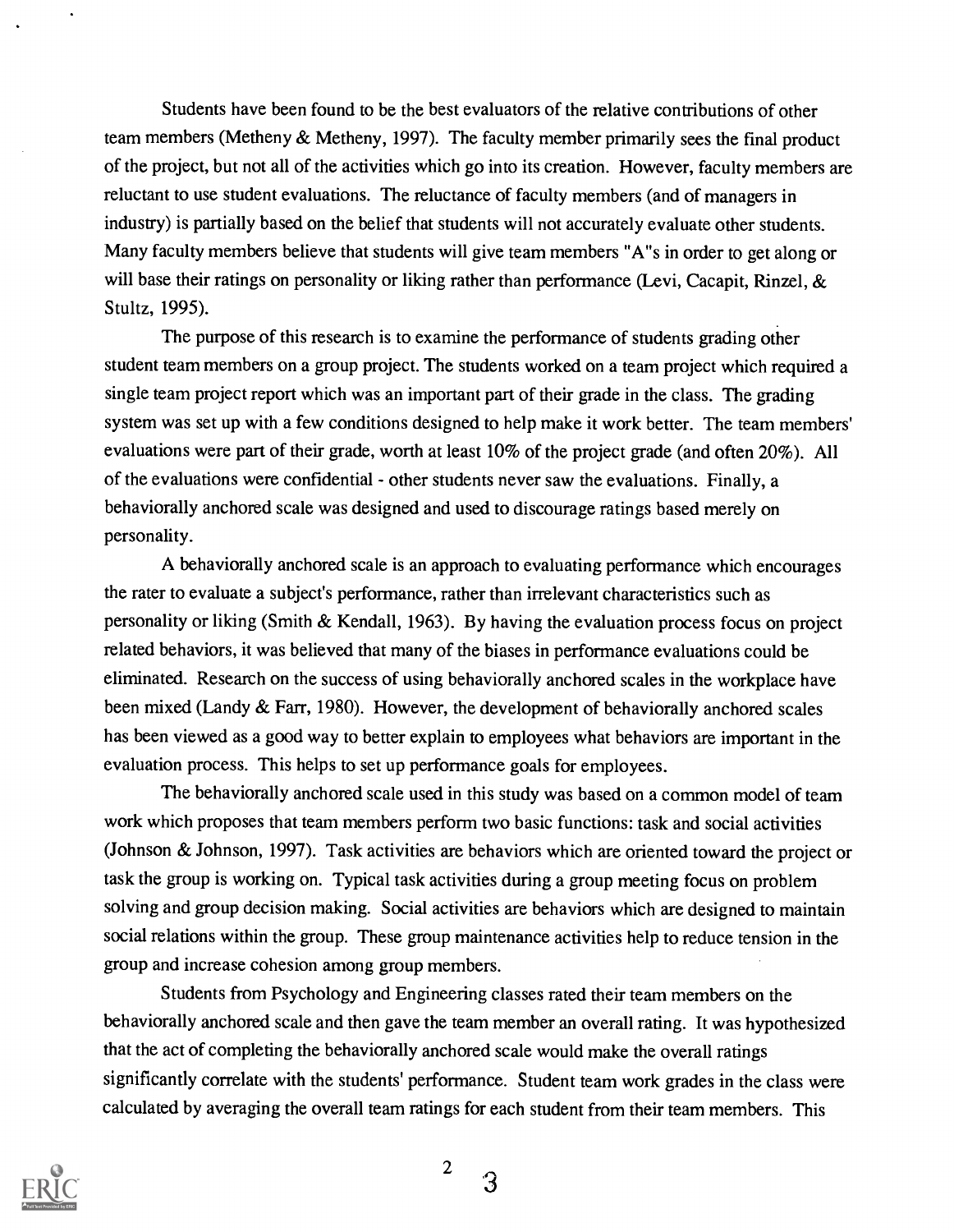Students have been found to be the best evaluators of the relative contributions of other team members (Metheny & Metheny, 1997). The faculty member primarily sees the final product of the project, but not all of the activities which go into its creation. However, faculty members are reluctant to use student evaluations. The reluctance of faculty members (and of managers in industry) is partially based on the belief that students will not accurately evaluate other students. Many faculty members believe that students will give team members "A"s in order to get along or will base their ratings on personality or liking rather than performance (Levi, Cacapit, Rinzel, & Stultz, 1995).

The purpose of this research is to examine the performance of students grading other student team members on a group project. The students worked on a team project which required a single team project report which was an important part of their grade in the class. The grading system was set up with a few conditions designed to help make it work better. The team members' evaluations were part of their grade, worth at least 10% of the project grade (and often 20%). All of the evaluations were confidential - other students never saw the evaluations. Finally, a behaviorally anchored scale was designed and used to discourage ratings based merely on personality.

A behaviorally anchored scale is an approach to evaluating performance which encourages the rater to evaluate a subject's performance, rather than irrelevant characteristics such as personality or liking (Smith & Kendall, 1963). By having the evaluation process focus on project related behaviors, it was believed that many of the biases in performance evaluations could be eliminated. Research on the success of using behaviorally anchored scales in the workplace have been mixed (Landy & Farr, 1980). However, the development of behaviorally anchored scales has been viewed as a good way to better explain to employees what behaviors are important in the evaluation process. This helps to set up performance goals for employees.

The behaviorally anchored scale used in this study was based on a common model of team work which proposes that team members perform two basic functions: task and social activities (Johnson & Johnson, 1997). Task activities are behaviors which are oriented toward the project or task the group is working on. Typical task activities during a group meeting focus on problem solving and group decision making. Social activities are behaviors which are designed to maintain social relations within the group. These group maintenance activities help to reduce tension in the group and increase cohesion among group members.

Students from Psychology and Engineering classes rated their team members on the behaviorally anchored scale and then gave the team member an overall rating. It was hypothesized that the act of completing the behaviorally anchored scale would make the overall ratings significantly correlate with the students' performance. Student team work grades in the class were calculated by averaging the overall team ratings for each student from their team members. This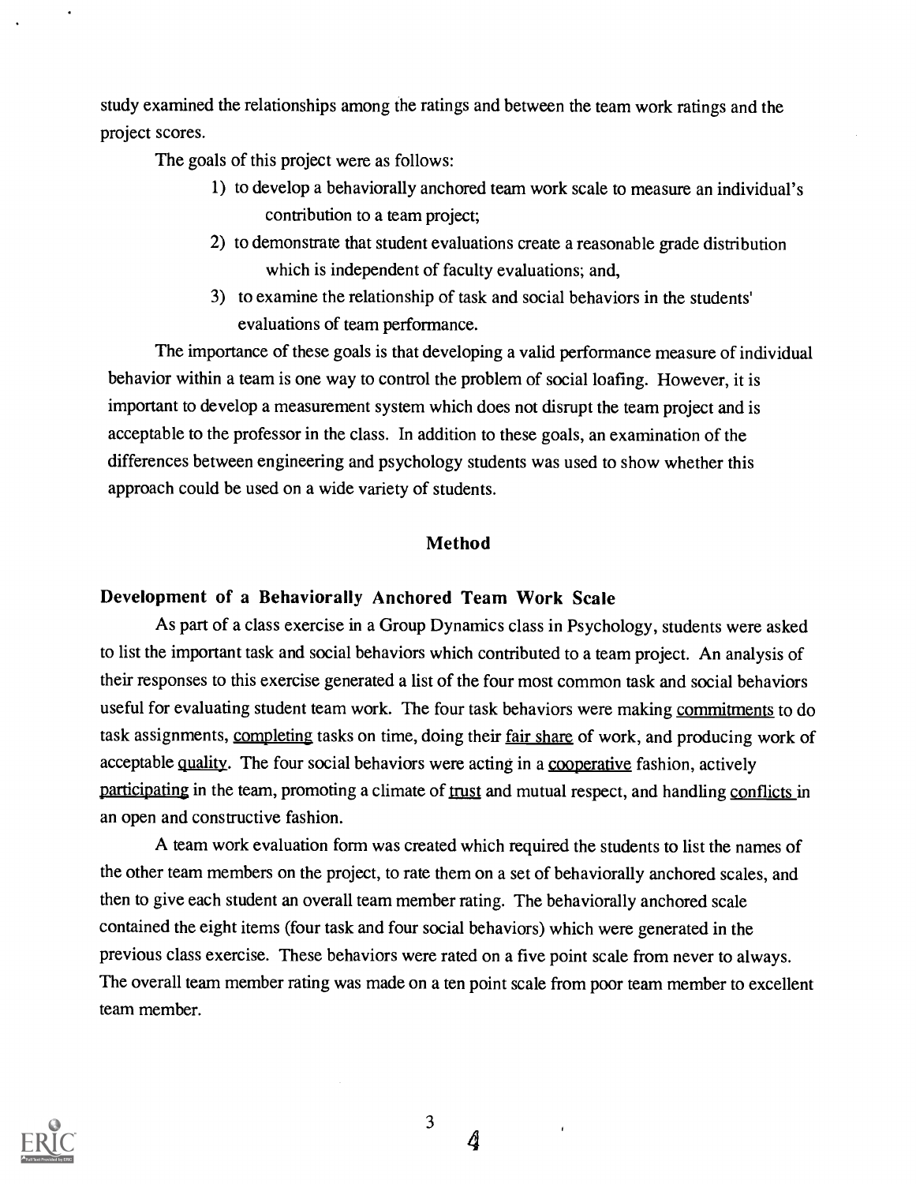study examined the relationships among the ratings and between the team work ratings and the project scores.

The goals of this project were as follows:

1) to develop a behaviorally anchored team work scale to measure an individual's contribution to a team project;
2) to demonstrate that student evaluations create a reasonable grade distribution which is independent of faculty evaluations; and,
3) to examine the relationship of task and social behaviors in the students' evaluations of team performance.

The importance of these goals is that developing a valid performance measure of individual behavior within a team is one way to control the problem of social loafing. However, it is important to develop a measurement system which does not disrupt the team project and is acceptable to the professor in the class. In addition to these goals, an examination of the differences between engineering and psychology students was used to show whether this approach could be used on a wide variety of students.

## Method

### Development of a Behaviorally Anchored Team Work Scale

As part of a class exercise in a Group Dynamics class in Psychology, students were asked to list the important task and social behaviors which contributed to a team project. An analysis of their responses to this exercise generated a list of the four most common task and social behaviors useful for evaluating student team work. The four task behaviors were making <u>commitments</u> to do task assignments, <u>completing</u> tasks on time, doing their <u>fair share</u> of work, and producing work of acceptable <u>quality</u>. The four social behaviors were acting in a <u>cooperative</u> fashion, actively <u>participating</u> in the team, promoting a climate of <u>trust</u> and mutual respect, and handling <u>conflicts</u> in an open and constructive fashion.

A team work evaluation form was created which required the students to list the names of the other team members on the project, to rate them on a set of behaviorally anchored scales, and then to give each student an overall team member rating. The behaviorally anchored scale contained the eight items (four task and four social behaviors) which were generated in the previous class exercise. These behaviors were rated on a five point scale from never to always. The overall team member rating was made on a ten point scale from poor team member to excellent team member.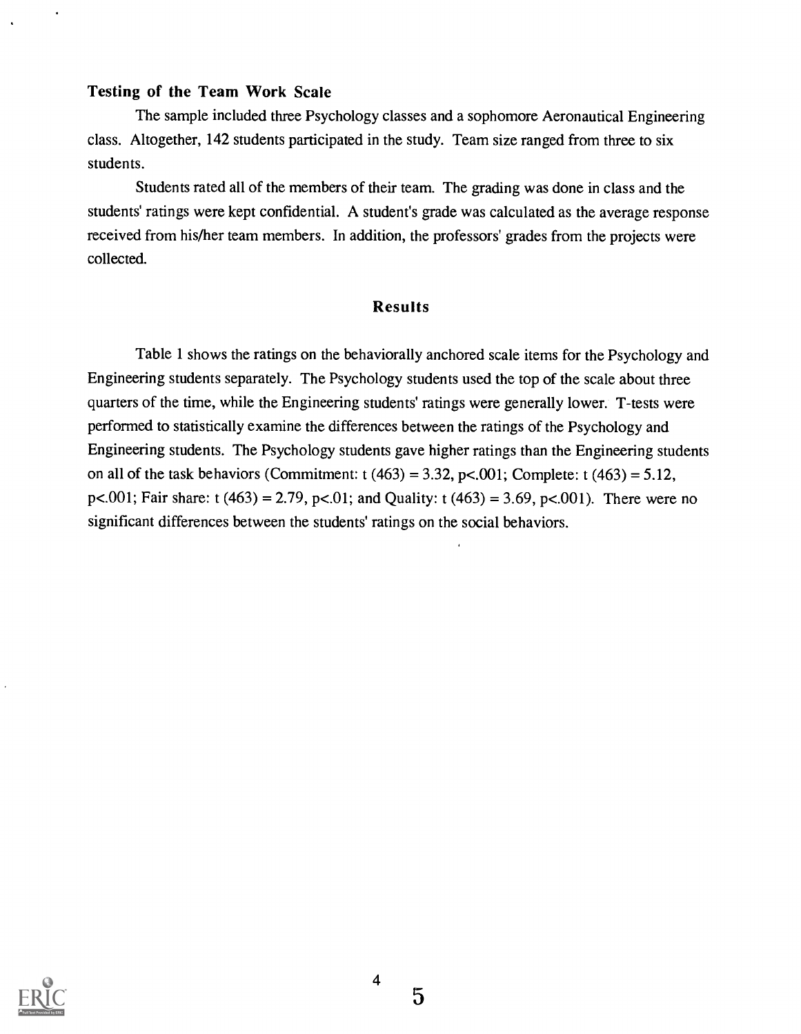### Testing of the Team Work Scale

The sample included three Psychology classes and a sophomore Aeronautical Engineering class. Altogether, 142 students participated in the study. Team size ranged from three to six students.

Students rated all of the members of their team. The grading was done in class and the students' ratings were kept confidential. A student's grade was calculated as the average response received from his/her team members. In addition, the professors' grades from the projects were collected.

## Results

Table 1 shows the ratings on the behaviorally anchored scale items for the Psychology and Engineering students separately. The Psychology students used the top of the scale about three quarters of the time, while the Engineering students' ratings were generally lower. T-tests were performed to statistically examine the differences between the ratings of the Psychology and Engineering students. The Psychology students gave higher ratings than the Engineering students on all of the task behaviors (Commitment: $t\ (463) = 3.32$, $p<.001$; Complete: $t\ (463) = 5.12$, $p<.001$; Fair share: $t\ (463) = 2.79$, $p<.01$; and Quality: $t\ (463) = 3.69$, $p<.001$). There were no significant differences between the students' ratings on the social behaviors.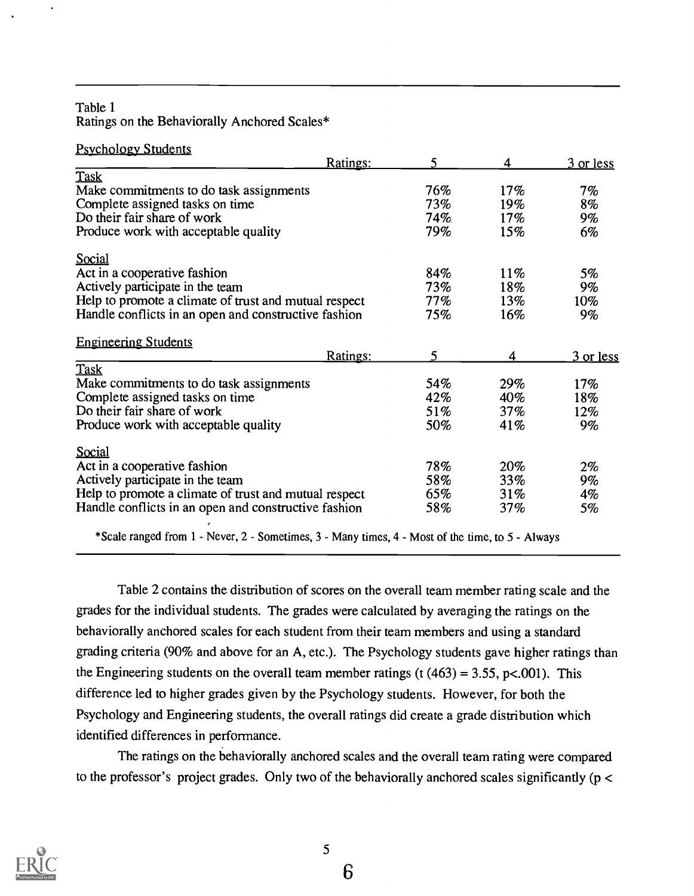Table 1
Ratings on the Behaviorally Anchored Scales*

Psychology Students

| Ratings: | 5 | 4 | 3 or less |
|---|---|---|---|
| Task | | | |
| Make commitments to do task assignments | 76% | 17% | 7% |
| Complete assigned tasks on time | 73% | 19% | 8% |
| Do their fair share of work | 74% | 17% | 9% |
| Produce work with acceptable quality | 79% | 15% | 6% |
| Social | | | |
| Act in a cooperative fashion | 84% | 11% | 5% |
| Actively participate in the team | 73% | 18% | 9% |
| Help to promote a climate of trust and mutual respect | 77% | 13% | 10% |
| Handle conflicts in an open and constructive fashion | 75% | 16% | 9% |

Engineering Students

| Ratings: | 5 | 4 | 3 or less |
|---|---|---|---|
| Task | | | |
| Make commitments to do task assignments | 54% | 29% | 17% |
| Complete assigned tasks on time | 42% | 40% | 18% |
| Do their fair share of work | 51% | 37% | 12% |
| Produce work with acceptable quality | 50% | 41% | 9% |
| Social | | | |
| Act in a cooperative fashion | 78% | 20% | 2% |
| Actively participate in the team | 58% | 33% | 9% |
| Help to promote a climate of trust and mutual respect | 65% | 31% | 4% |
| Handle conflicts in an open and constructive fashion | 58% | 37% | 5% |

*Scale ranged from 1 - Never, 2 - Sometimes, 3 - Many times, 4 - Most of the time, to 5 - Always

Table 2 contains the distribution of scores on the overall team member rating scale and the grades for the individual students. The grades were calculated by averaging the ratings on the behaviorally anchored scales for each student from their team members and using a standard grading criteria (90% and above for an A, etc.). The Psychology students gave higher ratings than the Engineering students on the overall team member ratings ($t(463) = 3.55$, $p<.001$). This difference led to higher grades given by the Psychology students. However, for both the Psychology and Engineering students, the overall ratings did create a grade distribution which identified differences in performance.

The ratings on the behaviorally anchored scales and the overall team rating were compared to the professor's project grades. Only two of the behaviorally anchored scales significantly ($p <$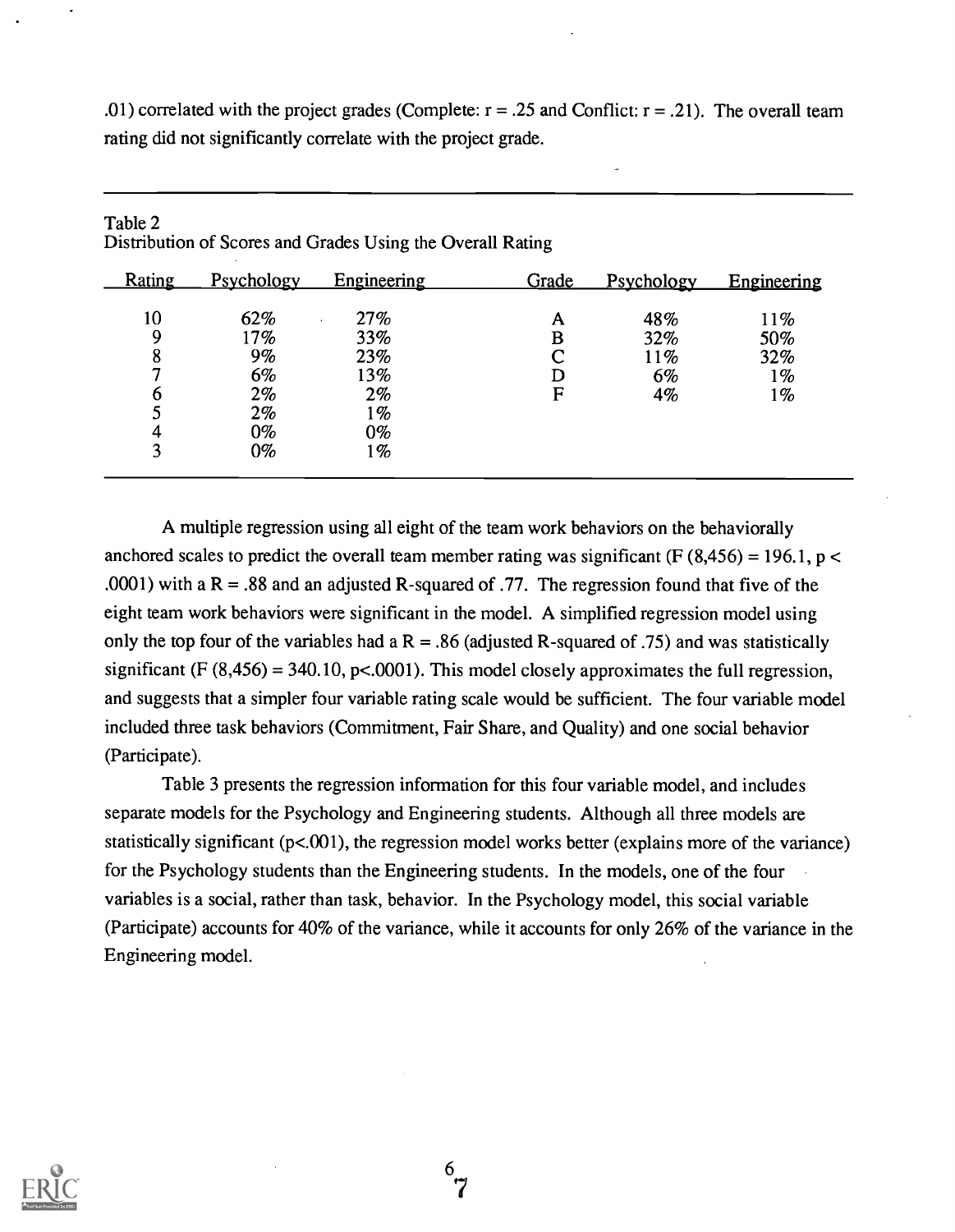.01) correlated with the project grades (Complete: $r = .25$ and Conflict: $r = .21$). The overall team rating did not significantly correlate with the project grade.

Table 2
Distribution of Scores and Grades Using the Overall Rating

| Rating | Psychology | Engineering | Grade | Psychology | Engineering |
|---|---|---|---|---|---|
| 10 | 62% | 27% | A | 48% | 11% |
| 9 | 17% | 33% | B | 32% | 50% |
| 8 | 9% | 23% | C | 11% | 32% |
| 7 | 6% | 13% | D | 6% | 1% |
| 6 | 2% | 2% | F | 4% | 1% |
| 5 | 2% | 1% | | | |
| 4 | 0% | 0% | | | |
| 3 | 0% | 1% | | | |

A multiple regression using all eight of the team work behaviors on the behaviorally anchored scales to predict the overall team member rating was significant ($F (8,456) = 196.1$, $p < .0001$) with a $R = .88$ and an adjusted R-squared of .77. The regression found that five of the eight team work behaviors were significant in the model. A simplified regression model using only the top four of the variables had a $R = .86$ (adjusted R-squared of .75) and was statistically significant ($F (8,456) = 340.10$, $p<.0001$). This model closely approximates the full regression, and suggests that a simpler four variable rating scale would be sufficient. The four variable model included three task behaviors (Commitment, Fair Share, and Quality) and one social behavior (Participate).

Table 3 presents the regression information for this four variable model, and includes separate models for the Psychology and Engineering students. Although all three models are statistically significant ($p<.001$), the regression model works better (explains more of the variance) for the Psychology students than the Engineering students. In the models, one of the four variables is a social, rather than task, behavior. In the Psychology model, this social variable (Participate) accounts for 40% of the variance, while it accounts for only 26% of the variance in the Engineering model.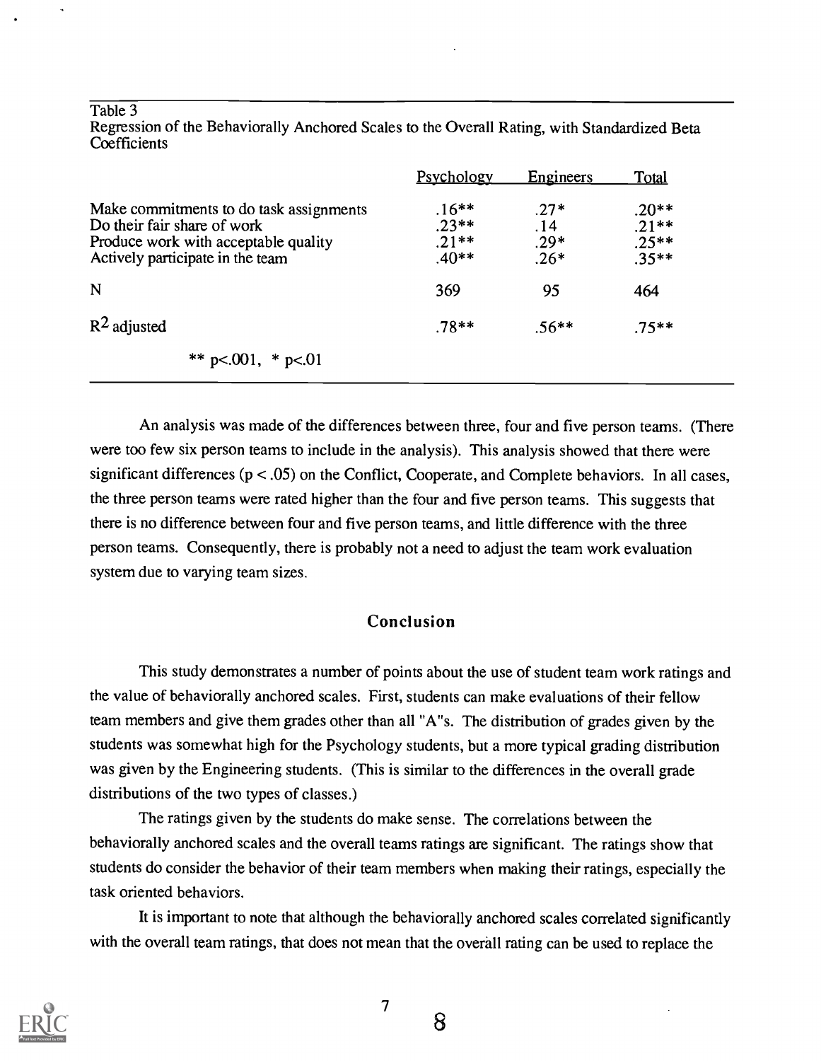Table 3
Regression of the Behaviorally Anchored Scales to the Overall Rating, with Standardized Beta Coefficients

| | Psychology | Engineers | Total |
|---|---|---|---|
| Make commitments to do task assignments | .16** | .27* | .20** |
| Do their fair share of work | .23** | .14 | .21** |
| Produce work with acceptable quality | .21** | .29* | .25** |
| Actively participate in the team | .40** | .26* | .35** |
| N | 369 | 95 | 464 |
| $R^2$ adjusted | .78** | .56** | .75** |

** $p<.001$, * $p<.01$

An analysis was made of the differences between three, four and five person teams. (There were too few six person teams to include in the analysis). This analysis showed that there were significant differences ($p < .05$) on the Conflict, Cooperate, and Complete behaviors. In all cases, the three person teams were rated higher than the four and five person teams. This suggests that there is no difference between four and five person teams, and little difference with the three person teams. Consequently, there is probably not a need to adjust the team work evaluation system due to varying team sizes.

## Conclusion

This study demonstrates a number of points about the use of student team work ratings and the value of behaviorally anchored scales. First, students can make evaluations of their fellow team members and give them grades other than all "A"s. The distribution of grades given by the students was somewhat high for the Psychology students, but a more typical grading distribution was given by the Engineering students. (This is similar to the differences in the overall grade distributions of the two types of classes.)

The ratings given by the students do make sense. The correlations between the behaviorally anchored scales and the overall teams ratings are significant. The ratings show that students do consider the behavior of their team members when making their ratings, especially the task oriented behaviors.

It is important to note that although the behaviorally anchored scales correlated significantly with the overall team ratings, that does not mean that the overall rating can be used to replace the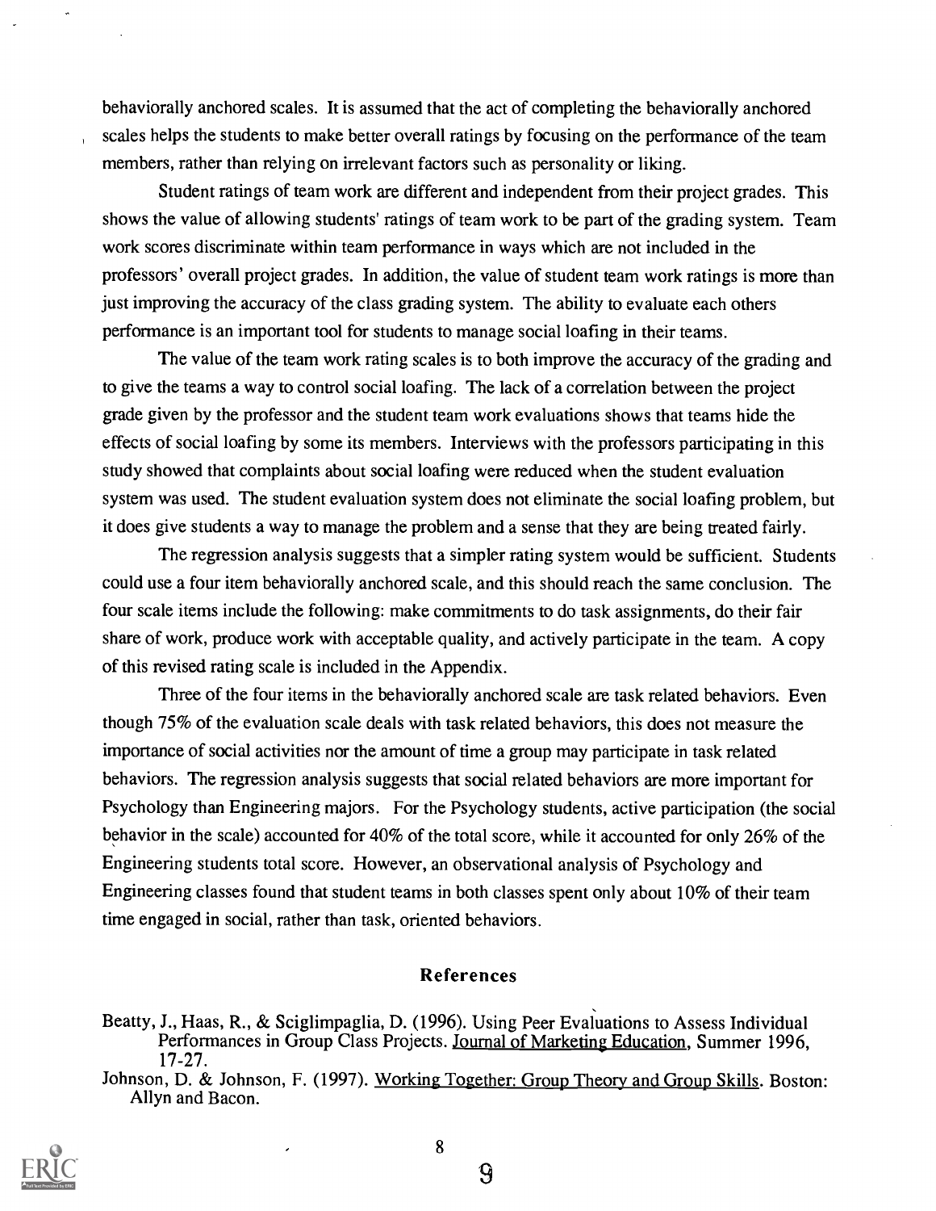behaviorally anchored scales. It is assumed that the act of completing the behaviorally anchored scales helps the students to make better overall ratings by focusing on the performance of the team members, rather than relying on irrelevant factors such as personality or liking.

Student ratings of team work are different and independent from their project grades. This shows the value of allowing students' ratings of team work to be part of the grading system. Team work scores discriminate within team performance in ways which are not included in the professors' overall project grades. In addition, the value of student team work ratings is more than just improving the accuracy of the class grading system. The ability to evaluate each others performance is an important tool for students to manage social loafing in their teams.

The value of the team work rating scales is to both improve the accuracy of the grading and to give the teams a way to control social loafing. The lack of a correlation between the project grade given by the professor and the student team work evaluations shows that teams hide the effects of social loafing by some its members. Interviews with the professors participating in this study showed that complaints about social loafing were reduced when the student evaluation system was used. The student evaluation system does not eliminate the social loafing problem, but it does give students a way to manage the problem and a sense that they are being treated fairly.

The regression analysis suggests that a simpler rating system would be sufficient. Students could use a four item behaviorally anchored scale, and this should reach the same conclusion. The four scale items include the following: make commitments to do task assignments, do their fair share of work, produce work with acceptable quality, and actively participate in the team. A copy of this revised rating scale is included in the Appendix.

Three of the four items in the behaviorally anchored scale are task related behaviors. Even though 75% of the evaluation scale deals with task related behaviors, this does not measure the importance of social activities nor the amount of time a group may participate in task related behaviors. The regression analysis suggests that social related behaviors are more important for Psychology than Engineering majors. For the Psychology students, active participation (the social behavior in the scale) accounted for 40% of the total score, while it accounted for only 26% of the Engineering students total score. However, an observational analysis of Psychology and Engineering classes found that student teams in both classes spent only about 10% of their team time engaged in social, rather than task, oriented behaviors.

## References

Beatty, J., Haas, R., & Sciglimpaglia, D. (1996). Using Peer Evaluations to Assess Individual Performances in Group Class Projects. Journal of Marketing Education, Summer 1996, 17-27.

Johnson, D. & Johnson, F. (1997). Working Together: Group Theory and Group Skills. Boston: Allyn and Bacon.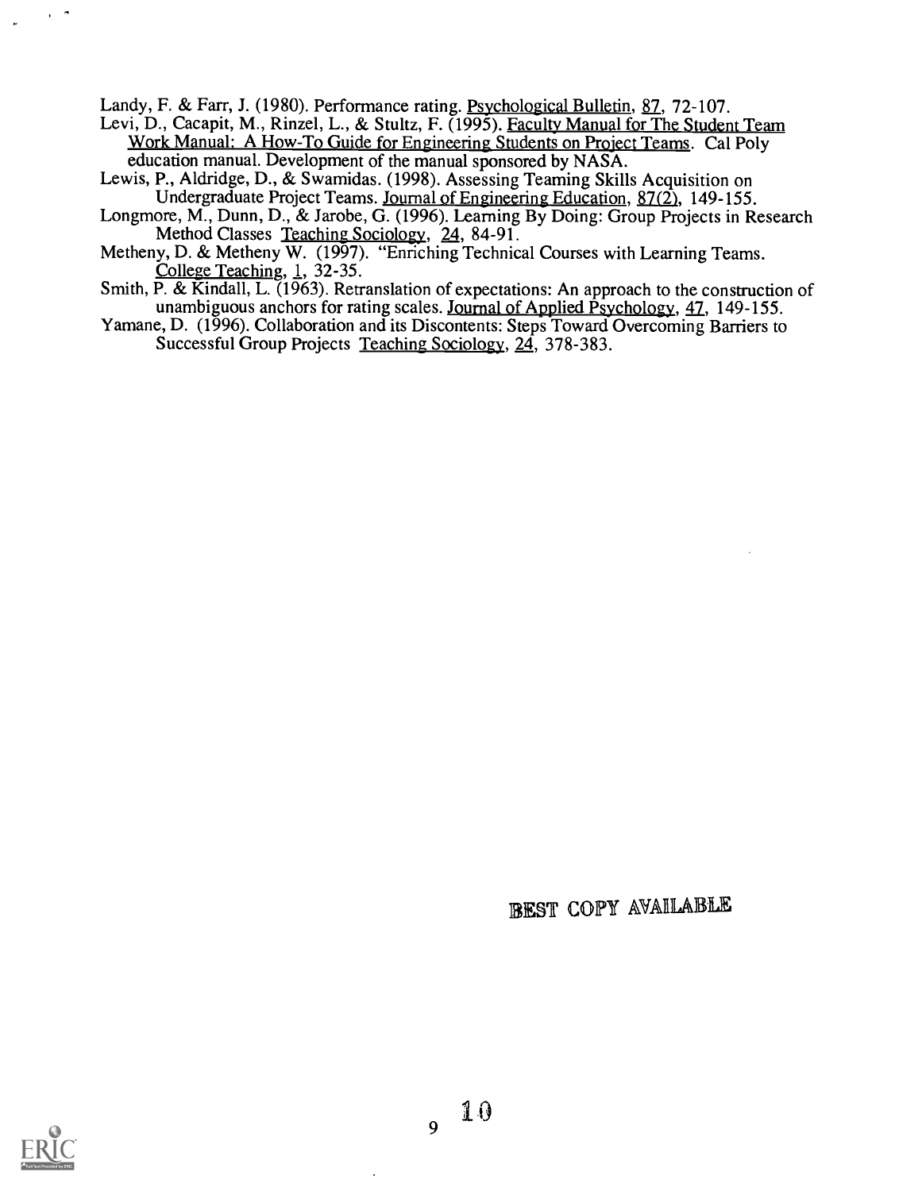Landy, F. & Farr, J. (1980). Performance rating. Psychological Bulletin, 87, 72-107.

Levi, D., Cacapit, M., Rinzel, L., & Stultz, F. (1995). Faculty Manual for The Student Team Work Manual: A How-To Guide for Engineering Students on Project Teams. Cal Poly education manual. Development of the manual sponsored by NASA.

Lewis, P., Aldridge, D., & Swamidas. (1998). Assessing Teaming Skills Acquisition on Undergraduate Project Teams. Journal of Engineering Education, 87(2), 149-155.

Longmore, M., Dunn, D., & Jarobe, G. (1996). Learning By Doing: Group Projects in Research Method Classes Teaching Sociology, 24, 84-91.

Metheny, D. & Metheny W. (1997). "Enriching Technical Courses with Learning Teams. College Teaching, 1, 32-35.

Smith, P. & Kindall, L. (1963). Retranslation of expectations: An approach to the construction of unambiguous anchors for rating scales. Journal of Applied Psychology, 47, 149-155.

Yamane, D. (1996). Collaboration and its Discontents: Steps Toward Overcoming Barriers to Successful Group Projects Teaching Sociology, 24, 378-383.

BEST COPY AVAILABLE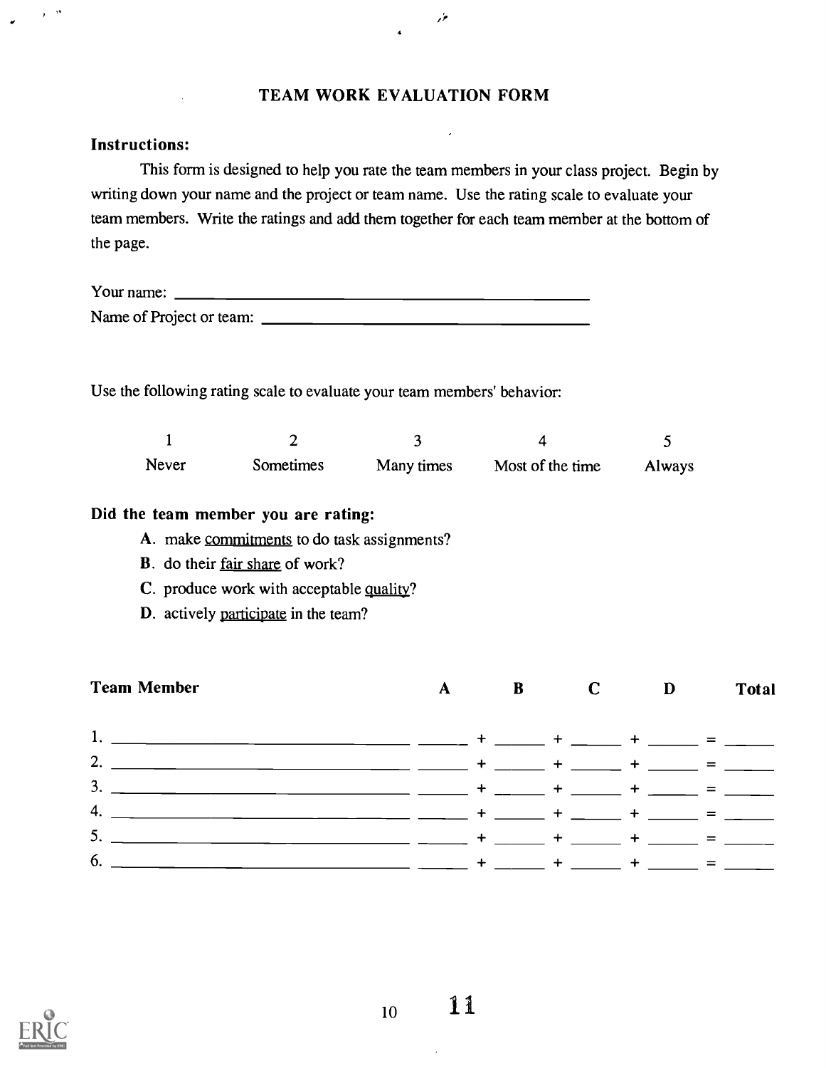# TEAM WORK EVALUATION FORM

**Instructions:**

This form is designed to help you rate the team members in your class project. Begin by writing down your name and the project or team name. Use the rating scale to evaluate your team members. Write the ratings and add them together for each team member at the bottom of the page.

Your name: ______________________________________________

Name of Project or team: ______________________________________

Use the following rating scale to evaluate your team members' behavior:

| 1 | 2 | 3 | 4 | 5 |
|---|---|---|---|---|
| Never | Sometimes | Many times | Most of the time | Always |

**Did the team member you are rating:**

- **A.** make commitments to do task assignments?
- **B.** do their fair share of work?
- **C.** produce work with acceptable quality?
- **D.** actively participate in the team?

| Team Member | A | | B | | C | | D | | Total |
|---|---|---|---|---|---|---|---|---|---|
| 1. ______________________ | ______ | + | ______ | + | ______ | + | ______ | = | ______ |
| 2. ______________________ | ______ | + | ______ | + | ______ | + | ______ | = | ______ |
| 3. ______________________ | ______ | + | ______ | + | ______ | + | ______ | = | ______ |
| 4. ______________________ | ______ | + | ______ | + | ______ | + | ______ | = | ______ |
| 5. ______________________ | ______ | + | ______ | + | ______ | + | ______ | = | ______ |
| 6. ______________________ | ______ | + | ______ | + | ______ | + | ______ | = | ______ |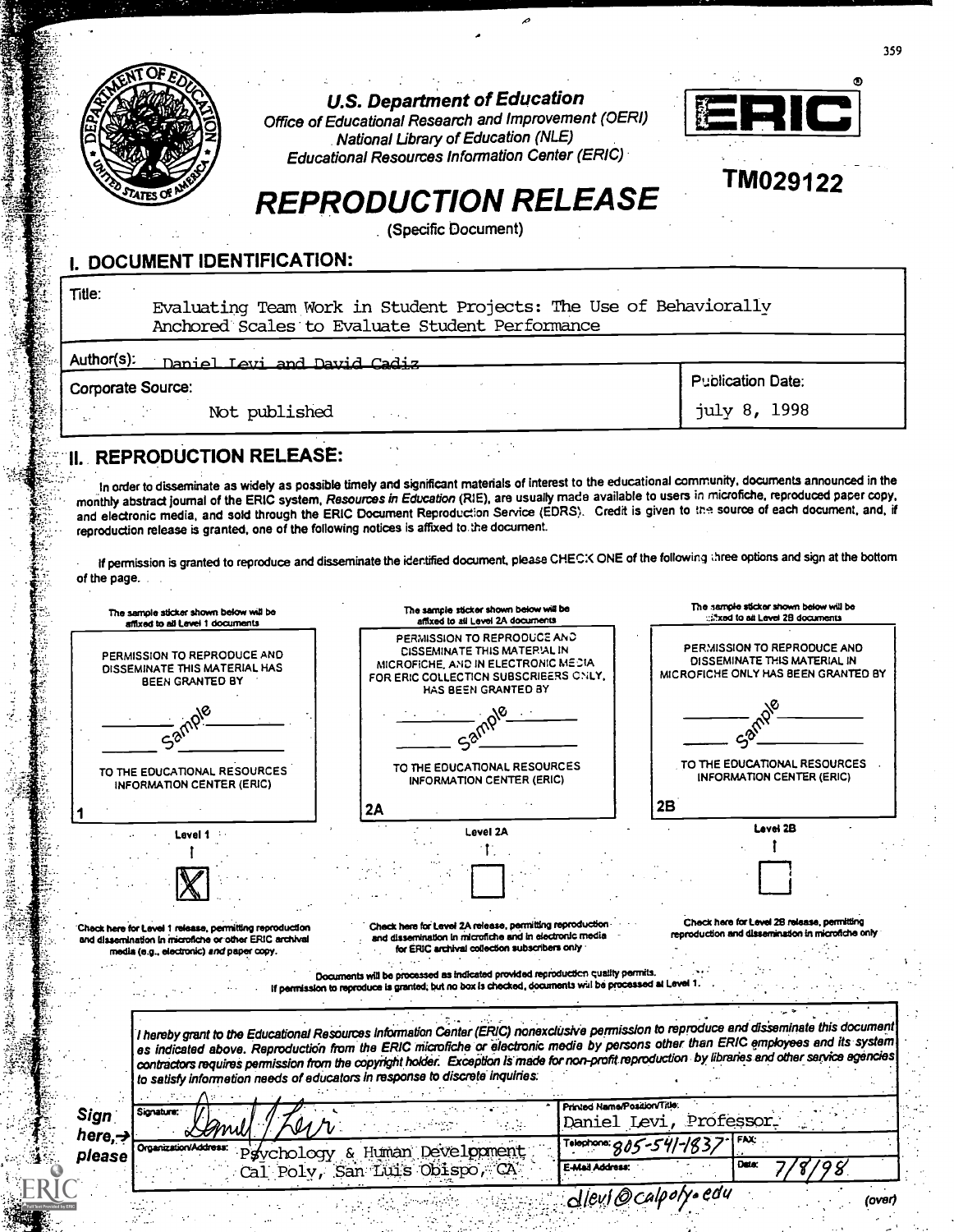U.S. Department of Education
Office of Educational Research and Improvement (OERI)
National Library of Education (NLE)
Educational Resources Information Center (ERIC)

ERIC®

TM029122

# REPRODUCTION RELEASE

(Specific Document)

## I. DOCUMENT IDENTIFICATION:

| | |
|---|---|
| Title: Evaluating Team Work in Student Projects: The Use of Behaviorally Anchored Scales to Evaluate Student Performance | |
| Author(s): Daniel Levi and David Cadiz | |
| Corporate Source: Not published | Publication Date: july 8, 1998 |

## II. REPRODUCTION RELEASE:

In order to disseminate as widely as possible timely and significant materials of interest to the educational community, documents announced in the monthly abstract journal of the ERIC system, *Resources in Education* (RIE), are usually made available to users in microfiche, reproduced paper copy, and electronic media, and sold through the ERIC Document Reproduction Service (EDRS). Credit is given to the source of each document, and, if reproduction release is granted, one of the following notices is affixed to the document.

If permission is granted to reproduce and disseminate the identified document, please CHECK ONE of the following three options and sign at the bottom of the page.

| The sample sticker shown below will be affixed to all Level 1 documents | The sample sticker shown below will be affixed to all Level 2A documents | The sample sticker shown below will be affixed to all Level 2B documents |
|---|---|---|
| PERMISSION TO REPRODUCE AND DISSEMINATE THIS MATERIAL HAS BEEN GRANTED BY<br>Sample<br>TO THE EDUCATIONAL RESOURCES INFORMATION CENTER (ERIC)<br>1 | PERMISSION TO REPRODUCE AND DISSEMINATE THIS MATERIAL IN MICROFICHE, AND IN ELECTRONIC MEDIA FOR ERIC COLLECTION SUBSCRIBERS ONLY, HAS BEEN GRANTED BY<br>Sample<br>TO THE EDUCATIONAL RESOURCES INFORMATION CENTER (ERIC)<br>2A | PERMISSION TO REPRODUCE AND DISSEMINATE THIS MATERIAL IN MICROFICHE ONLY HAS BEEN GRANTED BY<br>Sample<br>TO THE EDUCATIONAL RESOURCES INFORMATION CENTER (ERIC)<br>2B |
| Level 1<br>[X] | Level 2A<br>[ ] | Level 2B<br>[ ] |
| Check here for Level 1 release, permitting reproduction and dissemination in microfiche or other ERIC archival media (e.g., electronic) *and* paper copy. | Check here for Level 2A release, permitting reproduction and dissemination in microfiche and in electronic media for ERIC archival collection subscribers only | Check here for Level 2B release, permitting reproduction and dissemination in microfiche only |

Documents will be processed as indicated provided reproduction quality permits.
If permission to reproduce is granted, but no box is checked, documents will be processed at Level 1.

*I hereby grant to the Educational Resources Information Center (ERIC) nonexclusive permission to reproduce and disseminate this document as indicated above. Reproduction from the ERIC microfiche or electronic media by persons other than ERIC employees and its system contractors requires permission from the copyright holder. Exception is made for non-profit reproduction by libraries and other service agencies to satisfy information needs of educators in response to discrete inquiries.*

**Sign here, → please**

| | | |
|---|---|---|
| Signature: Daniel J Levi | Printed Name/Position/Title: Daniel Levi, Professor | |
| Organization/Address: Psychology & Human Development, Cal Poly, San Luis Obispo, CA | Telephone: 805-541-1837 | FAX: |
| | E-Mail Address: dlevi@calpoly.edu | Date: 7/8/98 |

(over)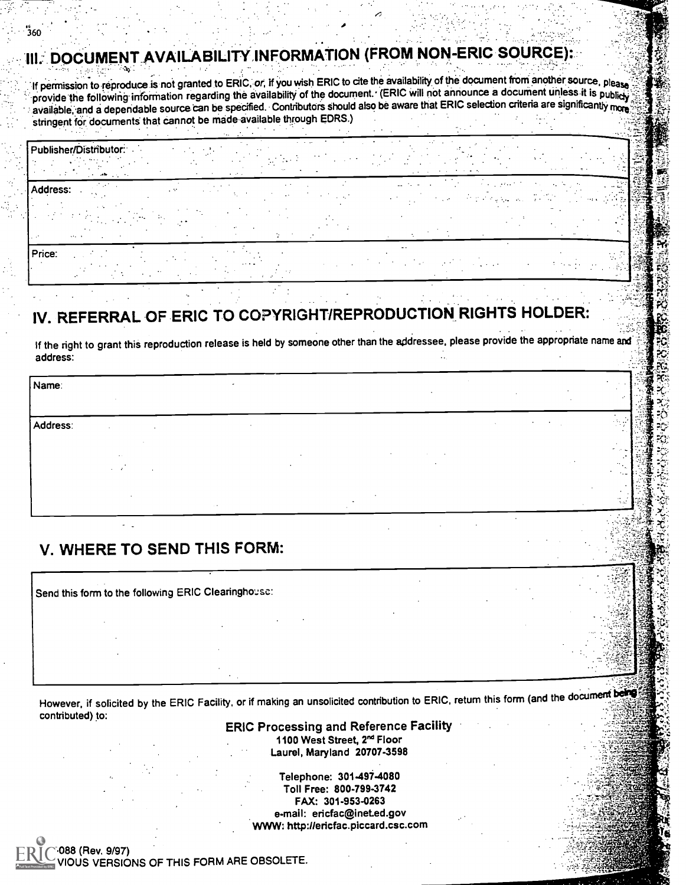## III. DOCUMENT AVAILABILITY INFORMATION (FROM NON-ERIC SOURCE):

If permission to reproduce is not granted to ERIC, *or*, if you wish ERIC to cite the availability of the document from another source, please provide the following information regarding the availability of the document. (ERIC will not announce a document unless it is publicly available, and a dependable source can be specified. Contributors should also be aware that ERIC selection criteria are significantly more stringent for documents that cannot be made available through EDRS.)

| |
|---|
| Publisher/Distributor: |
| Address: |
| Price: |

## IV. REFERRAL OF ERIC TO COPYRIGHT/REPRODUCTION RIGHTS HOLDER:

If the right to grant this reproduction release is held by someone other than the addressee, please provide the appropriate name and address:

| |
|---|
| Name: |
| Address: |

## V. WHERE TO SEND THIS FORM:

| |
|---|
| Send this form to the following ERIC Clearinghouse: |

However, if solicited by the ERIC Facility, or if making an unsolicited contribution to ERIC, return this form (and the document being contributed) to:

**ERIC Processing and Reference Facility**
**1100 West Street, 2nd Floor**
**Laurel, Maryland 20707-3598**

**Telephone: 301-497-4080**
**Toll Free: 800-799-3742**
**FAX: 301-953-0263**
**e-mail: ericfac@inet.ed.gov**
**WWW: http://ericfac.piccard.csc.com**

088 (Rev. 9/97)
VIOUS VERSIONS OF THIS FORM ARE OBSOLETE.